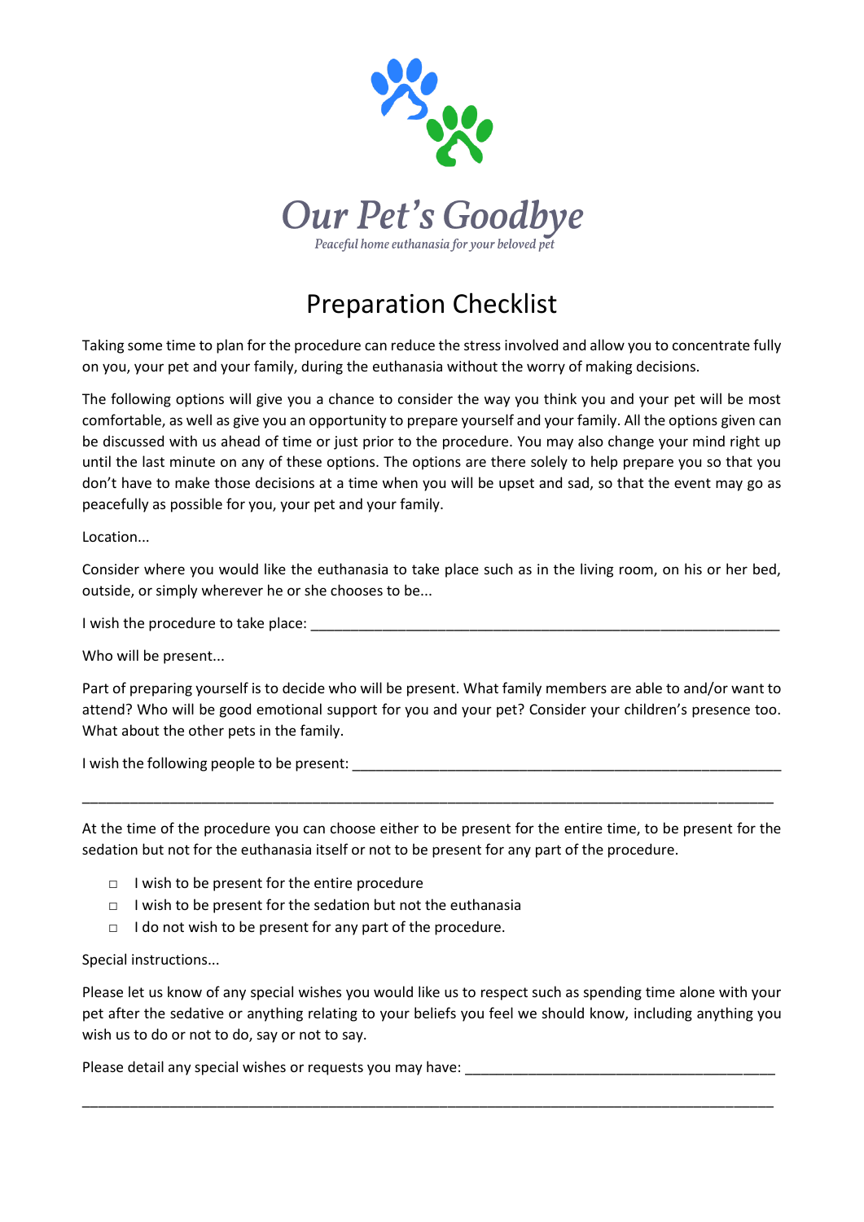# Our Pet's Goodbye

*Peaceful home euthanasia for your beloved pet*

## Preparation Checklist

Taking some time to plan for the procedure can reduce the stress involved and allow you to concentrate fully on you, your pet and your family, during the euthanasia without the worry of making decisions.

The following options will give you a chance to consider the way you think you and your pet will be most comfortable, as well as give you an opportunity to prepare yourself and your family. All the options given can be discussed with us ahead of time or just prior to the procedure. You may also change your mind right up until the last minute on any of these options. The options are there solely to help prepare you so that you don't have to make those decisions at a time when you will be upset and sad, so that the event may go as peacefully as possible for you, your pet and your family.

Location...

Consider where you would like the euthanasia to take place such as in the living room, on his or her bed, outside, or simply wherever he or she chooses to be...

I wish the procedure to take place: ________________________________________________________________

Who will be present...

Part of preparing yourself is to decide who will be present. What family members are able to and/or want to attend? Who will be good emotional support for you and your pet? Consider your children's presence too. What about the other pets in the family.

I wish the following people to be present: __________________________________________________________

_____________________________________________________________________________________________

At the time of the procedure you can choose either to be present for the entire time, to be present for the sedation but not for the euthanasia itself or not to be present for any part of the procedure.

- □ I wish to be present for the entire procedure
- □ I wish to be present for the sedation but not the euthanasia
- □ I do not wish to be present for any part of the procedure.

Special instructions...

Please let us know of any special wishes you would like us to respect such as spending time alone with your pet after the sedative or anything relating to your beliefs you feel we should know, including anything you wish us to do or not to do, say or not to say.

Please detail any special wishes or requests you may have: ________________________________________

_____________________________________________________________________________________________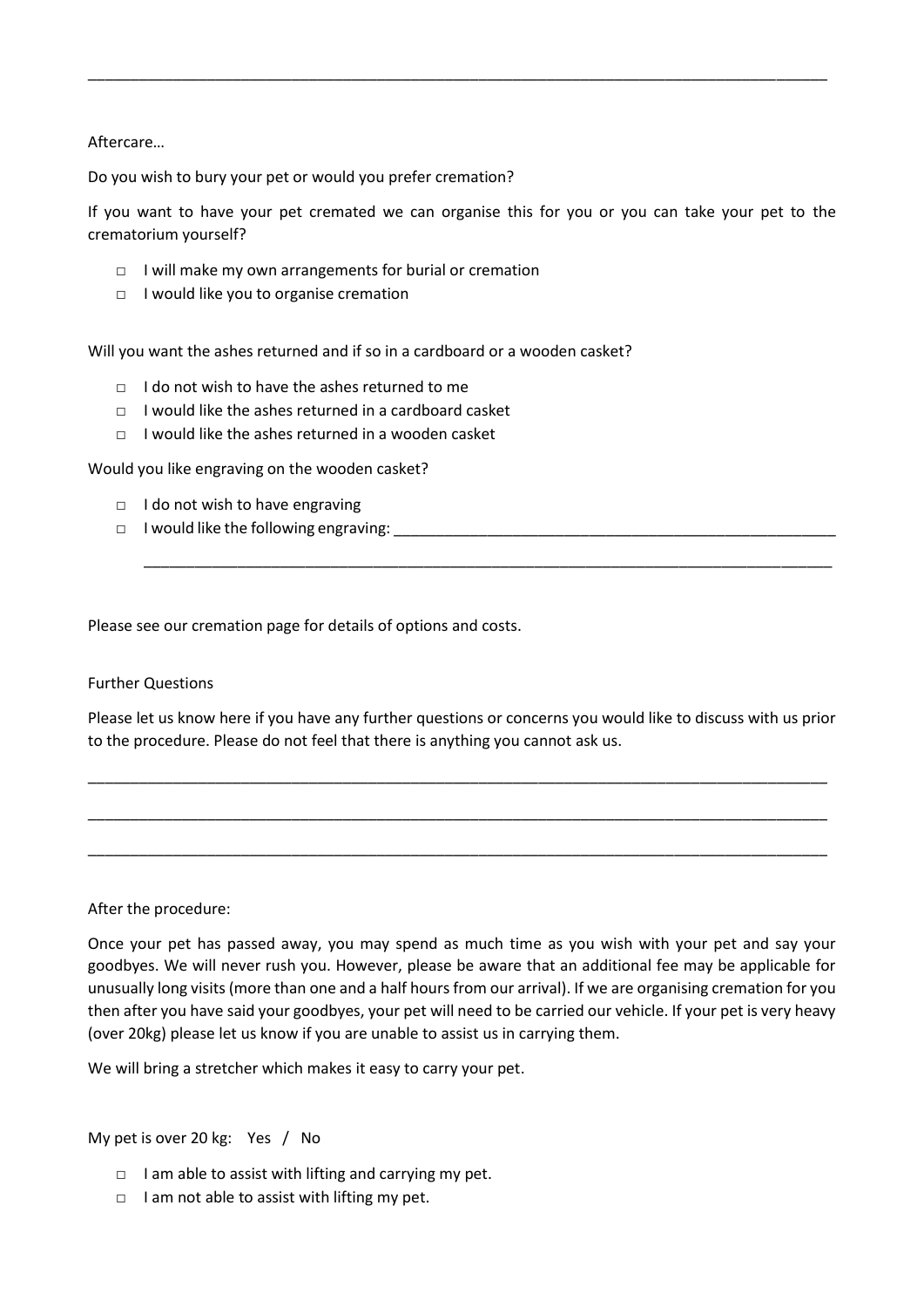---

Aftercare…

Do you wish to bury your pet or would you prefer cremation?

If you want to have your pet cremated we can organise this for you or you can take your pet to the crematorium yourself?

- □ I will make my own arrangements for burial or cremation
- □ I would like you to organise cremation

Will you want the ashes returned and if so in a cardboard or a wooden casket?

- □ I do not wish to have the ashes returned to me
- □ I would like the ashes returned in a cardboard casket
- □ I would like the ashes returned in a wooden casket

Would you like engraving on the wooden casket?

- □ I do not wish to have engraving
- □ I would like the following engraving: _______________________________________________

  _______________________________________________________________________________

Please see our cremation page for details of options and costs.

Further Questions

Please let us know here if you have any further questions or concerns you would like to discuss with us prior to the procedure. Please do not feel that there is anything you cannot ask us.

_______________________________________________________________________________

_______________________________________________________________________________

_______________________________________________________________________________

After the procedure:

Once your pet has passed away, you may spend as much time as you wish with your pet and say your goodbyes. We will never rush you. However, please be aware that an additional fee may be applicable for unusually long visits (more than one and a half hours from our arrival). If we are organising cremation for you then after you have said your goodbyes, your pet will need to be carried our vehicle. If your pet is very heavy (over 20kg) please let us know if you are unable to assist us in carrying them.

We will bring a stretcher which makes it easy to carry your pet.

My pet is over 20 kg: Yes / No

- □ I am able to assist with lifting and carrying my pet.
- □ I am not able to assist with lifting my pet.